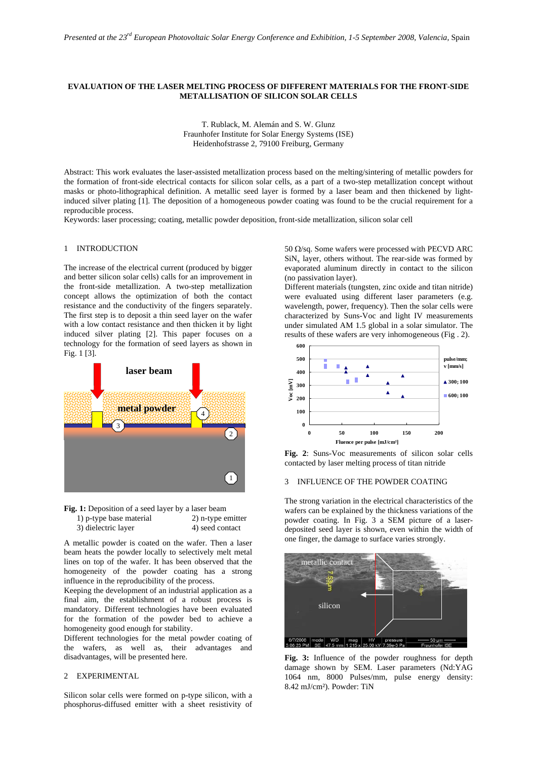# EVALUATION OF THE LASER MELTING PROCESS OF DIFFERENT MATERIALS FOR THE FRONT-SIDE METALLISATION OF SILICON SOLAR CELLS

T. Rublack, M. Alemán and S. W. Glunz
Fraunhofer Institute for Solar Energy Systems (ISE)
Heidenhofstrasse 2, 79100 Freiburg, Germany

Abstract: This work evaluates the laser-assisted metallization process based on the melting/sintering of metallic powders for the formation of front-side electrical contacts for silicon solar cells, as a part of a two-step metallization concept without masks or photo-lithographical definition. A metallic seed layer is formed by a laser beam and then thickened by light-induced silver plating [1]. The deposition of a homogeneous powder coating was found to be the crucial requirement for a reproducible process.

Keywords: laser processing; coating, metallic powder deposition, front-side metallization, silicon solar cell

## 1 INTRODUCTION

The increase of the electrical current (produced by bigger and better silicon solar cells) calls for an improvement in the front-side metallization. A two-step metallization concept allows the optimization of both the contact resistance and the conductivity of the fingers separately. The first step is to deposit a thin seed layer on the wafer with a low contact resistance and then thicken it by light induced silver plating [2]. This paper focuses on a technology for the formation of seed layers as shown in Fig. 1 [3].

**Fig. 1:** Deposition of a seed layer by a laser beam
1) p-type base material 2) n-type emitter
3) dielectric layer 4) seed contact

A metallic powder is coated on the wafer. Then a laser beam heats the powder locally to selectively melt metal lines on top of the wafer. It has been observed that the homogeneity of the powder coating has a strong influence in the reproducibility of the process.

Keeping the development of an industrial application as a final aim, the establishment of a robust process is mandatory. Different technologies have been evaluated for the formation of the powder bed to achieve a homogeneity good enough for stability.

Different technologies for the metal powder coating of the wafers, as well as, their advantages and disadvantages, will be presented here.

## 2 EXPERIMENTAL

Silicon solar cells were formed on p-type silicon, with a phosphorus-diffused emitter with a sheet resistivity of 50 Ω/sq. Some wafers were processed with PECVD ARC $SiN_x$ layer, others without. The rear-side was formed by evaporated aluminum directly in contact to the silicon (no passivation layer).

Different materials (tungsten, zinc oxide and titan nitride) were evaluated using different laser parameters (e.g. wavelength, power, frequency). Then the solar cells were characterized by Suns-Voc and light IV measurements under simulated AM 1.5 global in a solar simulator. The results of these wafers are very inhomogeneous (Fig . 2).

**Fig. 2**: Suns-Voc measurements of silicon solar cells contacted by laser melting process of titan nitride

## 3 INFLUENCE OF THE POWDER COATING

The strong variation in the electrical characteristics of the wafers can be explained by the thickness variations of the powder coating. In Fig. 3 a SEM picture of a laser-deposited seed layer is shown, even within the width of one finger, the damage to surface varies strongly.

**Fig. 3:** Influence of the powder roughness for depth damage shown by SEM. Laser parameters (Nd:YAG 1064 nm, 8000 Pulses/mm, pulse energy density: 8.42 mJ/cm²). Powder: TiN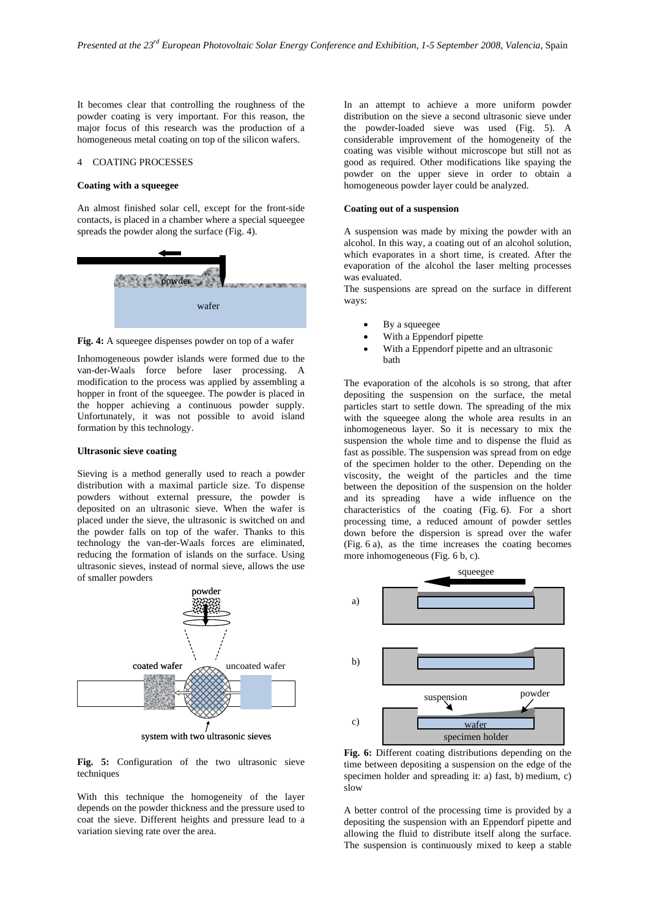It becomes clear that controlling the roughness of the powder coating is very important. For this reason, the major focus of this research was the production of a homogeneous metal coating on top of the silicon wafers.

## 4 COATING PROCESSES

### Coating with a squeegee

An almost finished solar cell, except for the front-side contacts, is placed in a chamber where a special squeegee spreads the powder along the surface (Fig. 4).

**Fig. 4:** A squeegee dispenses powder on top of a wafer

Inhomogeneous powder islands were formed due to the van-der-Waals force before laser processing. A modification to the process was applied by assembling a hopper in front of the squeegee. The powder is placed in the hopper achieving a continuous powder supply. Unfortunately, it was not possible to avoid island formation by this technology.

### Ultrasonic sieve coating

Sieving is a method generally used to reach a powder distribution with a maximal particle size. To dispense powders without external pressure, the powder is deposited on an ultrasonic sieve. When the wafer is placed under the sieve, the ultrasonic is switched on and the powder falls on top of the wafer. Thanks to this technology the van-der-Waals forces are eliminated, reducing the formation of islands on the surface. Using ultrasonic sieves, instead of normal sieve, allows the use of smaller powders

**Fig. 5:** Configuration of the two ultrasonic sieve techniques

With this technique the homogeneity of the layer depends on the powder thickness and the pressure used to coat the sieve. Different heights and pressure lead to a variation sieving rate over the area.

In an attempt to achieve a more uniform powder distribution on the sieve a second ultrasonic sieve under the powder-loaded sieve was used (Fig. 5). A considerable improvement of the homogeneity of the coating was visible without microscope but still not as good as required. Other modifications like spaying the powder on the upper sieve in order to obtain a homogeneous powder layer could be analyzed.

### Coating out of a suspension

A suspension was made by mixing the powder with an alcohol. In this way, a coating out of an alcohol solution, which evaporates in a short time, is created. After the evaporation of the alcohol the laser melting processes was evaluated.

The suspensions are spread on the surface in different ways:

- By a squeegee
- With a Eppendorf pipette
- With a Eppendorf pipette and an ultrasonic bath

The evaporation of the alcohols is so strong, that after depositing the suspension on the surface, the metal particles start to settle down. The spreading of the mix with the squeegee along the whole area results in an inhomogeneous layer. So it is necessary to mix the suspension the whole time and to dispense the fluid as fast as possible. The suspension was spread from on edge of the specimen holder to the other. Depending on the viscosity, the weight of the particles and the time between the deposition of the suspension on the holder and its spreading have a wide influence on the characteristics of the coating (Fig. 6). For a short processing time, a reduced amount of powder settles down before the dispersion is spread over the wafer (Fig. 6 a), as the time increases the coating becomes more inhomogeneous (Fig. 6 b, c).

**Fig. 6:** Different coating distributions depending on the time between depositing a suspension on the edge of the specimen holder and spreading it: a) fast, b) medium, c) slow

A better control of the processing time is provided by a depositing the suspension with an Eppendorf pipette and allowing the fluid to distribute itself along the surface. The suspension is continuously mixed to keep a stable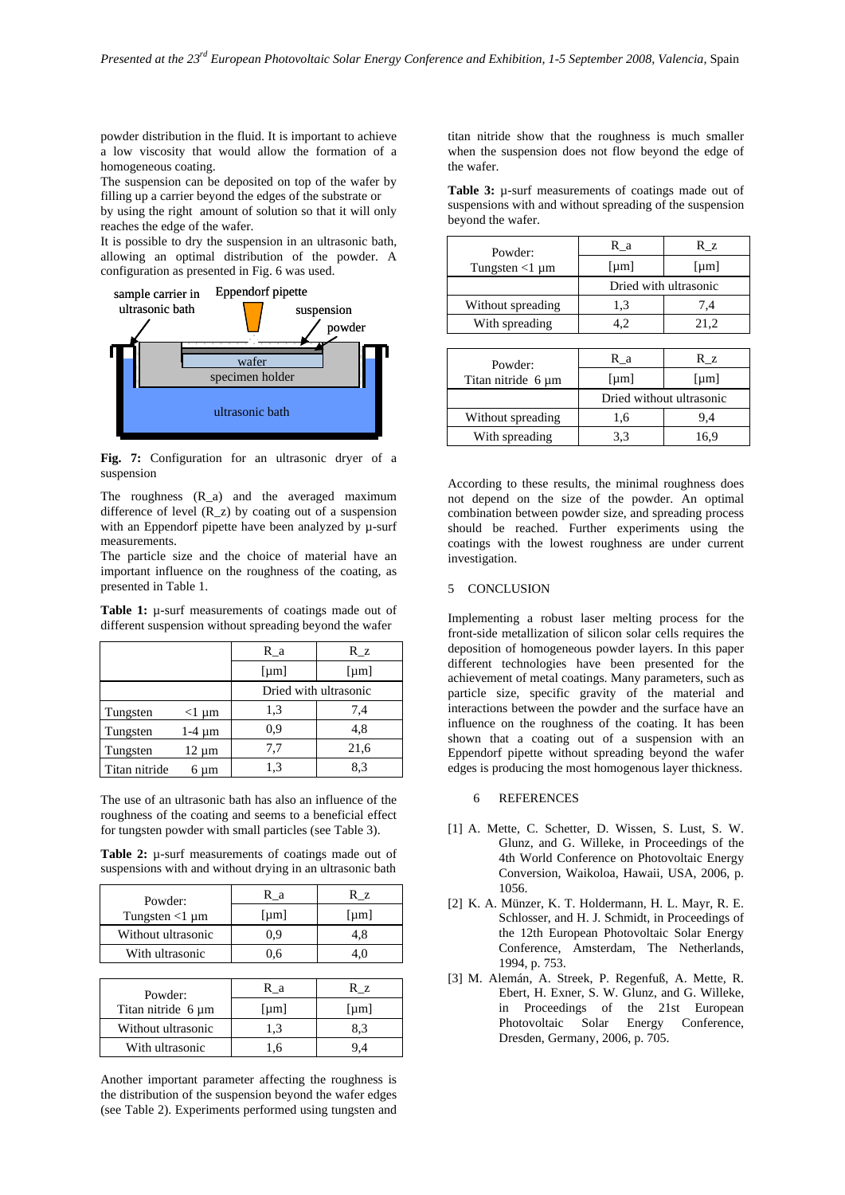powder distribution in the fluid. It is important to achieve a low viscosity that would allow the formation of a homogeneous coating.

The suspension can be deposited on top of the wafer by filling up a carrier beyond the edges of the substrate or by using the right amount of solution so that it will only reaches the edge of the wafer.

It is possible to dry the suspension in an ultrasonic bath, allowing an optimal distribution of the powder. A configuration as presented in Fig. 6 was used.

sample carrier in ultrasonic bath
Eppendorf pipette
suspension
powder
wafer
specimen holder
ultrasonic bath

**Fig. 7:** Configuration for an ultrasonic dryer of a suspension

The roughness ($R_a$) and the averaged maximum difference of level ($R_z$) by coating out of a suspension with an Eppendorf pipette have been analyzed by µ-surf measurements.

The particle size and the choice of material have an important influence on the roughness of the coating, as presented in Table 1.

**Table 1:** µ-surf measurements of coatings made out of different suspension without spreading beyond the wafer

| | | R_a | R_z |
|---|---|---|---|
| | | [µm] | [µm] |
| | | Dried with ultrasonic | |
| Tungsten | <1 µm | 1,3 | 7,4 |
| Tungsten | 1-4 µm | 0,9 | 4,8 |
| Tungsten | 12 µm | 7,7 | 21,6 |
| Titan nitride | 6 µm | 1,3 | 8,3 |

The use of an ultrasonic bath has also an influence of the roughness of the coating and seems to a beneficial effect for tungsten powder with small particles (see Table 3).

**Table 2:** µ-surf measurements of coatings made out of suspensions with and without drying in an ultrasonic bath

| Powder: Tungsten <1 µm | R_a [µm] | R_z [µm] |
|---|---|---|
| Without ultrasonic | 0,9 | 4,8 |
| With ultrasonic | 0,6 | 4,0 |

| Powder: Titan nitride 6 µm | R_a [µm] | R_z [µm] |
|---|---|---|
| Without ultrasonic | 1,3 | 8,3 |
| With ultrasonic | 1,6 | 9,4 |

Another important parameter affecting the roughness is the distribution of the suspension beyond the wafer edges (see Table 2). Experiments performed using tungsten and titan nitride show that the roughness is much smaller when the suspension does not flow beyond the edge of the wafer.

**Table 3:** µ-surf measurements of coatings made out of suspensions with and without spreading of the suspension beyond the wafer.

| Powder: Tungsten <1 µm | R_a [µm] | R_z [µm] |
|---|---|---|
| | Dried with ultrasonic | |
| Without spreading | 1,3 | 7,4 |
| With spreading | 4,2 | 21,2 |

| Powder: Titan nitride 6 µm | R_a [µm] | R_z [µm] |
|---|---|---|
| | Dried without ultrasonic | |
| Without spreading | 1,6 | 9,4 |
| With spreading | 3,3 | 16,9 |

According to these results, the minimal roughness does not depend on the size of the powder. An optimal combination between powder size, and spreading process should be reached. Further experiments using the coatings with the lowest roughness are under current investigation.

## 5 CONCLUSION

Implementing a robust laser melting process for the front-side metallization of silicon solar cells requires the deposition of homogeneous powder layers. In this paper different technologies have been presented for the achievement of metal coatings. Many parameters, such as particle size, specific gravity of the material and interactions between the powder and the surface have an influence on the roughness of the coating. It has been shown that a coating out of a suspension with an Eppendorf pipette without spreading beyond the wafer edges is producing the most homogenous layer thickness.

## 6 REFERENCES

[1] A. Mette, C. Schetter, D. Wissen, S. Lust, S. W. Glunz, and G. Willeke, in Proceedings of the 4th World Conference on Photovoltaic Energy Conversion, Waikoloa, Hawaii, USA, 2006, p. 1056.

[2] K. A. Münzer, K. T. Holdermann, H. L. Mayr, R. E. Schlosser, and H. J. Schmidt, in Proceedings of the 12th European Photovoltaic Solar Energy Conference, Amsterdam, The Netherlands, 1994, p. 753.

[3] M. Alemán, A. Streek, P. Regenfuß, A. Mette, R. Ebert, H. Exner, S. W. Glunz, and G. Willeke, in Proceedings of the 21st European Photovoltaic Solar Energy Conference, Dresden, Germany, 2006, p. 705.